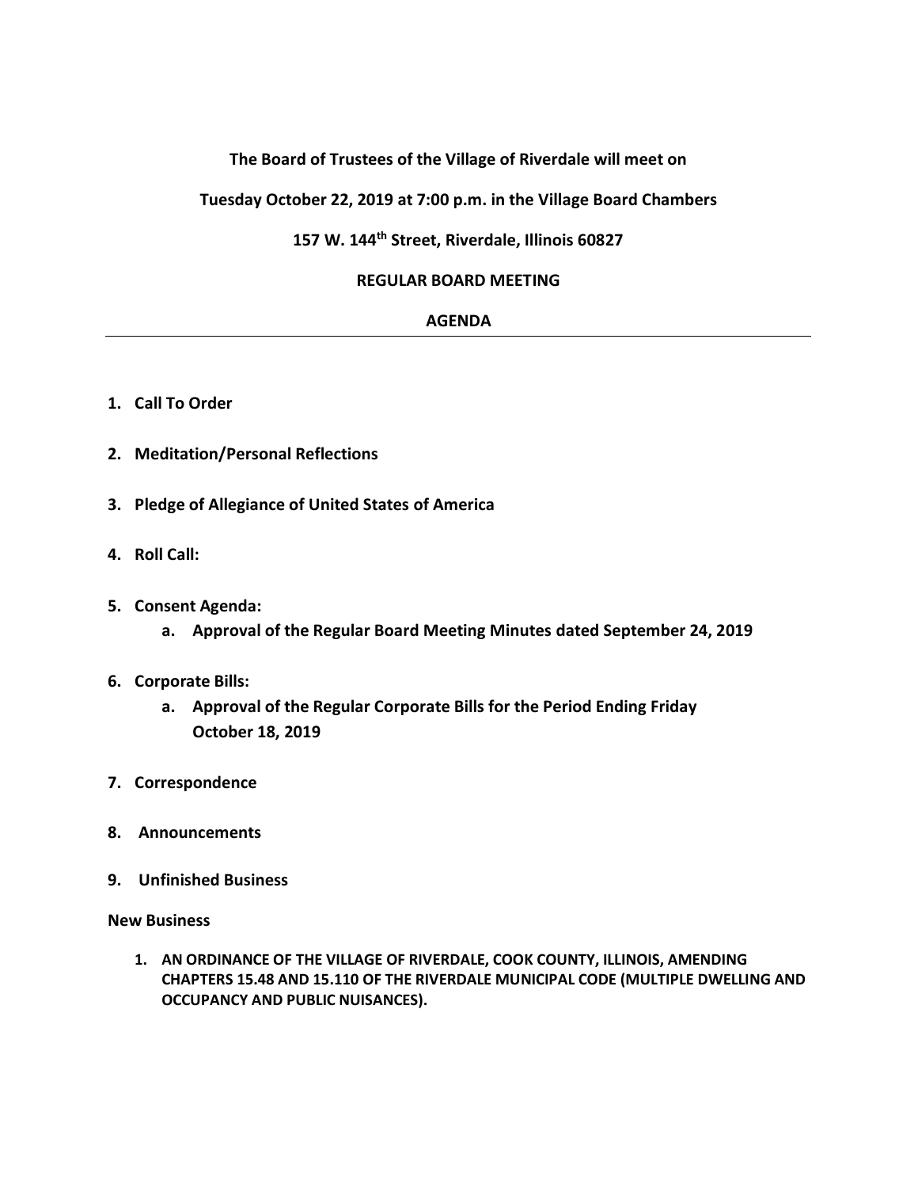**The Board of Trustees of the Village of Riverdale will meet on**

**Tuesday October 22, 2019 at 7:00 p.m. in the Village Board Chambers**

**157 W. 144th Street, Riverdale, Illinois 60827**

**REGULAR BOARD MEETING**

**AGENDA**

---

1. **Call To Order**

2. **Meditation/Personal Reflections**

3. **Pledge of Allegiance of United States of America**

4. **Roll Call:**

5. **Consent Agenda:**
   a. **Approval of the Regular Board Meeting Minutes dated September 24, 2019**

6. **Corporate Bills:**
   a. **Approval of the Regular Corporate Bills for the Period Ending Friday October 18, 2019**

7. **Correspondence**

8. **Announcements**

9. **Unfinished Business**

**New Business**

1. **AN ORDINANCE OF THE VILLAGE OF RIVERDALE, COOK COUNTY, ILLINOIS, AMENDING CHAPTERS 15.48 AND 15.110 OF THE RIVERDALE MUNICIPAL CODE (MULTIPLE DWELLING AND OCCUPANCY AND PUBLIC NUISANCES).**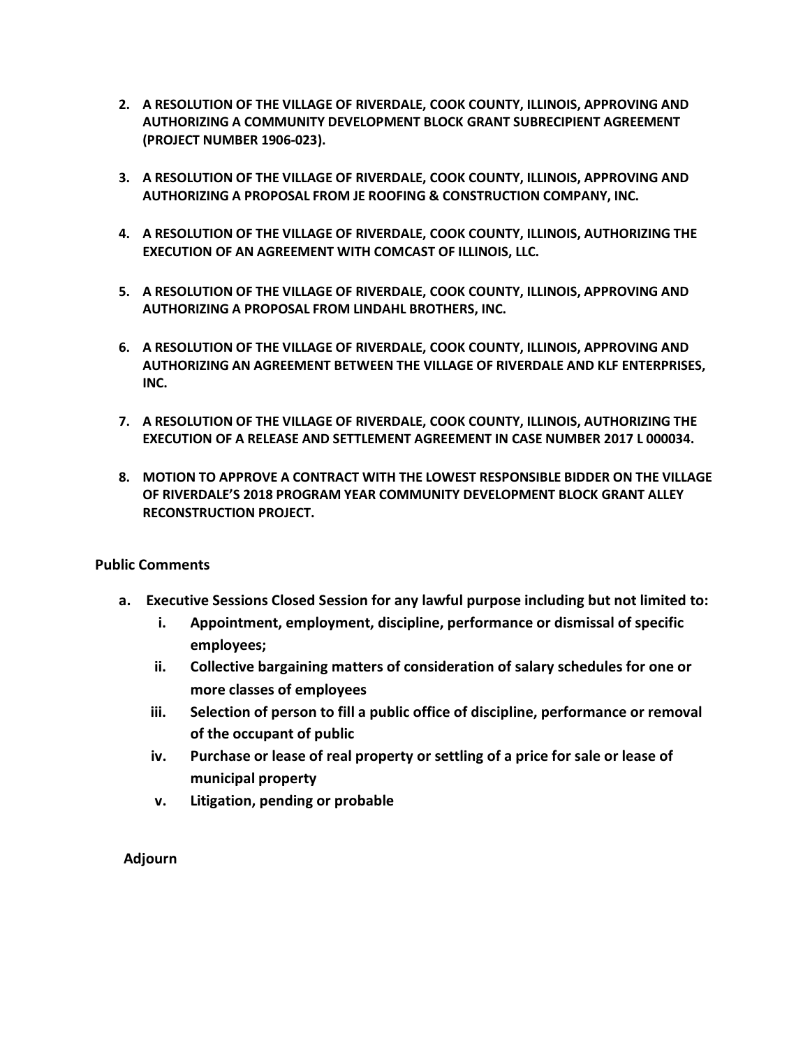2. **A RESOLUTION OF THE VILLAGE OF RIVERDALE, COOK COUNTY, ILLINOIS, APPROVING AND AUTHORIZING A COMMUNITY DEVELOPMENT BLOCK GRANT SUBRECIPIENT AGREEMENT (PROJECT NUMBER 1906-023).**

3. **A RESOLUTION OF THE VILLAGE OF RIVERDALE, COOK COUNTY, ILLINOIS, APPROVING AND AUTHORIZING A PROPOSAL FROM JE ROOFING & CONSTRUCTION COMPANY, INC.**

4. **A RESOLUTION OF THE VILLAGE OF RIVERDALE, COOK COUNTY, ILLINOIS, AUTHORIZING THE EXECUTION OF AN AGREEMENT WITH COMCAST OF ILLINOIS, LLC.**

5. **A RESOLUTION OF THE VILLAGE OF RIVERDALE, COOK COUNTY, ILLINOIS, APPROVING AND AUTHORIZING A PROPOSAL FROM LINDAHL BROTHERS, INC.**

6. **A RESOLUTION OF THE VILLAGE OF RIVERDALE, COOK COUNTY, ILLINOIS, APPROVING AND AUTHORIZING AN AGREEMENT BETWEEN THE VILLAGE OF RIVERDALE AND KLF ENTERPRISES, INC.**

7. **A RESOLUTION OF THE VILLAGE OF RIVERDALE, COOK COUNTY, ILLINOIS, AUTHORIZING THE EXECUTION OF A RELEASE AND SETTLEMENT AGREEMENT IN CASE NUMBER 2017 L 000034.**

8. **MOTION TO APPROVE A CONTRACT WITH THE LOWEST RESPONSIBLE BIDDER ON THE VILLAGE OF RIVERDALE'S 2018 PROGRAM YEAR COMMUNITY DEVELOPMENT BLOCK GRANT ALLEY RECONSTRUCTION PROJECT.**

**Public Comments**

a. **Executive Sessions Closed Session for any lawful purpose including but not limited to:**
   i. **Appointment, employment, discipline, performance or dismissal of specific employees;**
   ii. **Collective bargaining matters of consideration of salary schedules for one or more classes of employees**
   iii. **Selection of person to fill a public office of discipline, performance or removal of the occupant of public**
   iv. **Purchase or lease of real property or settling of a price for sale or lease of municipal property**
   v. **Litigation, pending or probable**

**Adjourn**